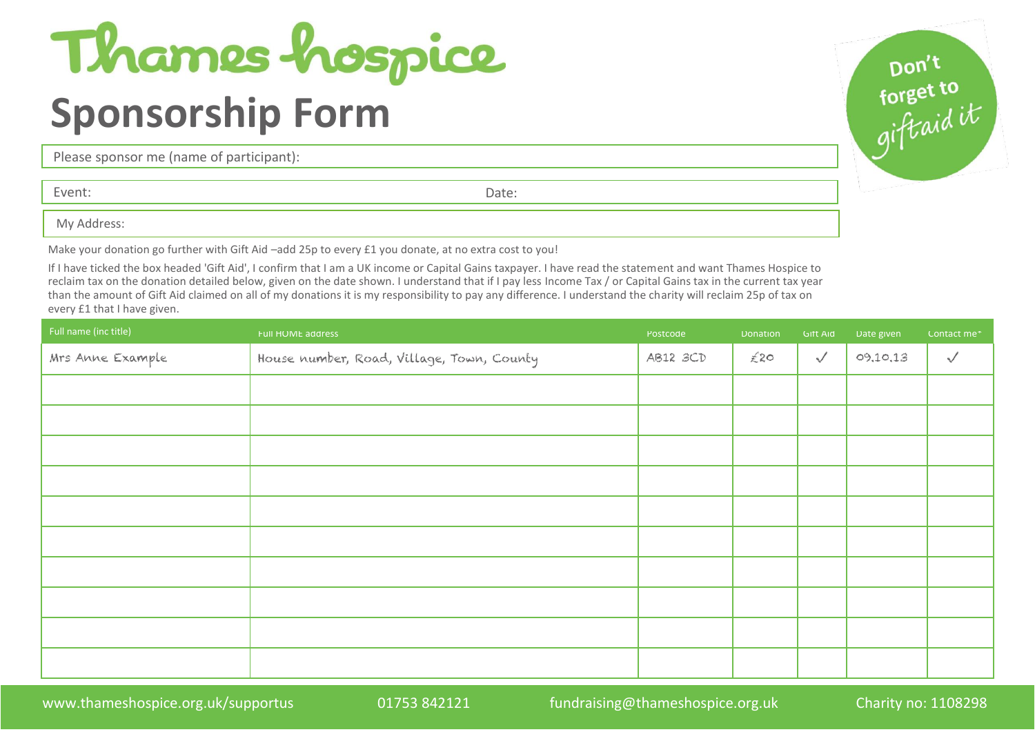# Thames hospice

## Sponsorship Form

Don't forget to giftaid it

Please sponsor me (name of participant):

Event: Date:

My Address:

Make your donation go further with Gift Aid –add 25p to every £1 you donate, at no extra cost to you!

If I have ticked the box headed 'Gift Aid', I confirm that I am a UK income or Capital Gains taxpayer. I have read the statement and want Thames Hospice to reclaim tax on the donation detailed below, given on the date shown. I understand that if I pay less Income Tax / or Capital Gains tax in the current tax year than the amount of Gift Aid claimed on all of my donations it is my responsibility to pay any difference. I understand the charity will reclaim 25p of tax on every £1 that I have given.

| Full name (inc title) | Full HOME address | Postcode | Donation | Gift Aid | Date given | Contact me* |
|---|---|---|---|---|---|---|
| Mrs Anne Example | House number, Road, Village, Town, County | AB12 3CD | £20 | ✓ | 09.10.13 | ✓ |
| | | | | | | |
| | | | | | | |
| | | | | | | |
| | | | | | | |
| | | | | | | |
| | | | | | | |
| | | | | | | |
| | | | | | | |
| | | | | | | |
| | | | | | | |

www.thameshospice.org.uk/supportus 01753 842121 fundraising@thameshospice.org.uk Charity no: 1108298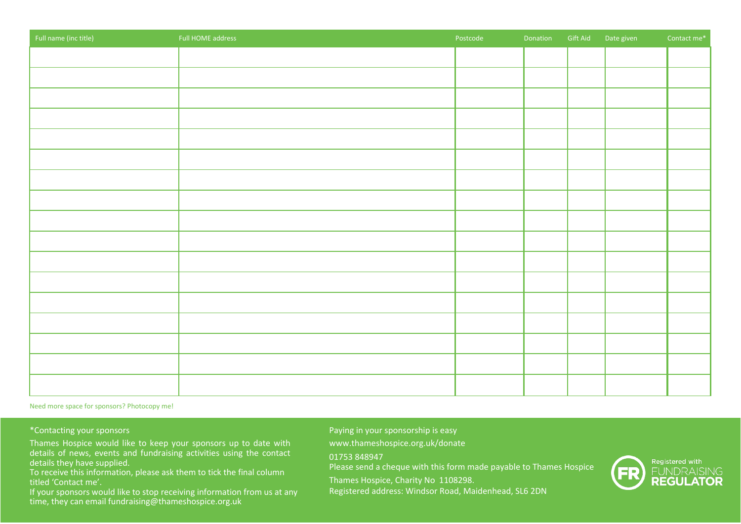| Full name (inc title) | Full HOME address | Postcode | Donation | Gift Aid | Date given | Contact me* |
|---|---|---|---|---|---|---|
| | | | | | | |
| | | | | | | |
| | | | | | | |
| | | | | | | |
| | | | | | | |
| | | | | | | |
| | | | | | | |
| | | | | | | |
| | | | | | | |
| | | | | | | |
| | | | | | | |
| | | | | | | |
| | | | | | | |
| | | | | | | |
| | | | | | | |
| | | | | | | |
| | | | | | | |

Need more space for sponsors? Photocopy me!

*Contacting your sponsors

Thames Hospice would like to keep your sponsors up to date with details of news, events and fundraising activities using the contact details they have supplied.
To receive this information, please ask them to tick the final column titled 'Contact me'.
If your sponsors would like to stop receiving information from us at any time, they can email fundraising@thameshospice.org.uk

Paying in your sponsorship is easy

www.thameshospice.org.uk/donate

01753 848947
Please send a cheque with this form made payable to Thames Hospice

Thames Hospice, Charity No 1108298.
Registered address: Windsor Road, Maidenhead, SL6 2DN

Registered with FUNDRAISING REGULATOR